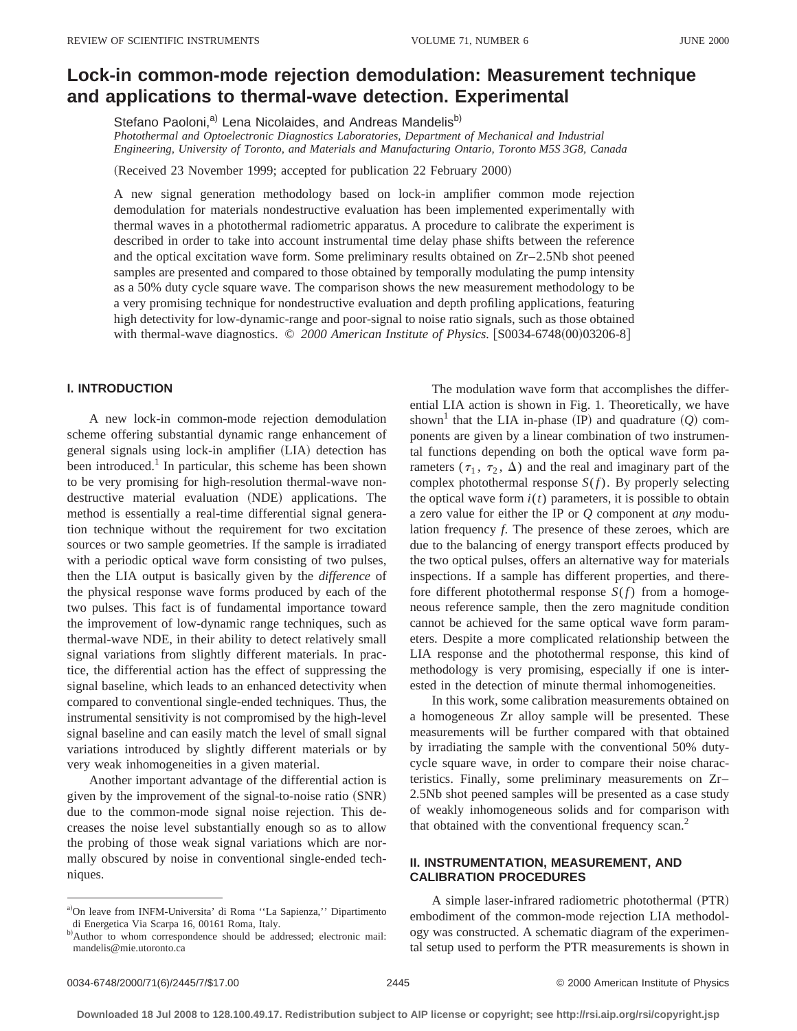# Lock-in common-mode rejection demodulation: Measurement technique and applications to thermal-wave detection. Experimental

Stefano Paoloni,[a] Lena Nicolaides, and Andreas Mandelis[b]

*Photothermal and Optoelectronic Diagnostics Laboratories, Department of Mechanical and Industrial Engineering, University of Toronto, and Materials and Manufacturing Ontario, Toronto M5S 3G8, Canada*

(Received 23 November 1999; accepted for publication 22 February 2000)

A new signal generation methodology based on lock-in amplifier common mode rejection demodulation for materials nondestructive evaluation has been implemented experimentally with thermal waves in a photothermal radiometric apparatus. A procedure to calibrate the experiment is described in order to take into account instrumental time delay phase shifts between the reference and the optical excitation wave form. Some preliminary results obtained on Zr–2.5Nb shot peened samples are presented and compared to those obtained by temporally modulating the pump intensity as a 50% duty cycle square wave. The comparison shows the new measurement methodology to be a very promising technique for nondestructive evaluation and depth profiling applications, featuring high detectivity for low-dynamic-range and poor-signal to noise ratio signals, such as those obtained with thermal-wave diagnostics. © *2000 American Institute of Physics.* [S0034-6748(00)03206-8]

## I. INTRODUCTION

A new lock-in common-mode rejection demodulation scheme offering substantial dynamic range enhancement of general signals using lock-in amplifier (LIA) detection has been introduced.[1] In particular, this scheme has been shown to be very promising for high-resolution thermal-wave nondestructive material evaluation (NDE) applications. The method is essentially a real-time differential signal generation technique without the requirement for two excitation sources or two sample geometries. If the sample is irradiated with a periodic optical wave form consisting of two pulses, then the LIA output is basically given by the *difference* of the physical response wave forms produced by each of the two pulses. This fact is of fundamental importance toward the improvement of low-dynamic range techniques, such as thermal-wave NDE, in their ability to detect relatively small signal variations from slightly different materials. In practice, the differential action has the effect of suppressing the signal baseline, which leads to an enhanced detectivity when compared to conventional single-ended techniques. Thus, the instrumental sensitivity is not compromised by the high-level signal baseline and can easily match the level of small signal variations introduced by slightly different materials or by very weak inhomogeneities in a given material.

Another important advantage of the differential action is given by the improvement of the signal-to-noise ratio (SNR) due to the common-mode signal noise rejection. This decreases the noise level substantially enough so as to allow the probing of those weak signal variations which are normally obscured by noise in conventional single-ended techniques.

The modulation wave form that accomplishes the differential LIA action is shown in Fig. 1. Theoretically, we have shown[1] that the LIA in-phase (IP) and quadrature ($Q$) components are given by a linear combination of two instrumental functions depending on both the optical wave form parameters ($\tau_1$, $\tau_2$, $\Delta$) and the real and imaginary part of the complex photothermal response $S(f)$. By properly selecting the optical wave form $i(t)$ parameters, it is possible to obtain a zero value for either the IP or $Q$ component at *any* modulation frequency $f$. The presence of these zeroes, which are due to the balancing of energy transport effects produced by the two optical pulses, offers an alternative way for materials inspections. If a sample has different properties, and therefore different photothermal response $S(f)$ from a homogeneous reference sample, then the zero magnitude condition cannot be achieved for the same optical wave form parameters. Despite a more complicated relationship between the LIA response and the photothermal response, this kind of methodology is very promising, especially if one is interested in the detection of minute thermal inhomogeneities.

In this work, some calibration measurements obtained on a homogeneous Zr alloy sample will be presented. These measurements will be further compared with that obtained by irradiating the sample with the conventional 50% duty-cycle square wave, in order to compare their noise characteristics. Finally, some preliminary measurements on Zr–2.5Nb shot peened samples will be presented as a case study of weakly inhomogeneous solids and for comparison with that obtained with the conventional frequency scan.[2]

## II. INSTRUMENTATION, MEASUREMENT, AND CALIBRATION PROCEDURES

A simple laser-infrared radiometric photothermal (PTR) embodiment of the common-mode rejection LIA methodology was constructed. A schematic diagram of the experimental setup used to perform the PTR measurements is shown in

---

[a] On leave from INFM-Universita' di Roma ''La Sapienza,'' Dipartimento di Energetica Via Scarpa 16, 00161 Roma, Italy.

[b] Author to whom correspondence should be addressed; electronic mail: mandelis@mie.utoronto.ca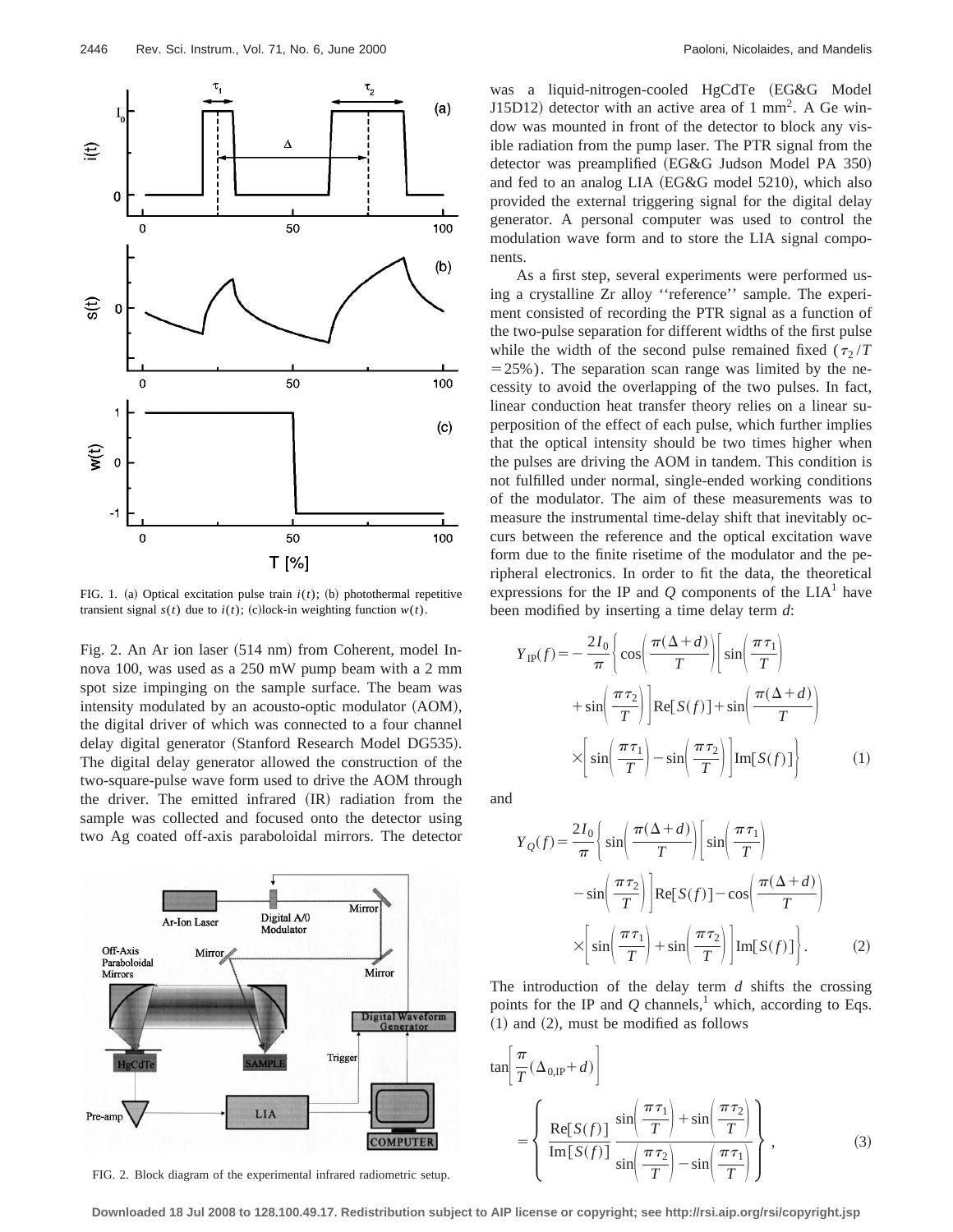FIG. 1. (a) Optical excitation pulse train $i(t)$; (b) photothermal repetitive transient signal $s(t)$ due to $i(t)$; (c)lock-in weighting function $w(t)$.

Fig. 2. An Ar ion laser (514 nm) from Coherent, model Innova 100, was used as a 250 mW pump beam with a 2 mm spot size impinging on the sample surface. The beam was intensity modulated by an acousto-optic modulator (AOM), the digital driver of which was connected to a four channel delay digital generator (Stanford Research Model DG535). The digital delay generator allowed the construction of the two-square-pulse wave form used to drive the AOM through the driver. The emitted infrared (IR) radiation from the sample was collected and focused onto the detector using two Ag coated off-axis paraboloidal mirrors. The detector was a liquid-nitrogen-cooled HgCdTe (EG&G Model J15D12) detector with an active area of 1 mm$^2$. A Ge window was mounted in front of the detector to block any visible radiation from the pump laser. The PTR signal from the detector was preamplified (EG&G Judson Model PA 350) and fed to an analog LIA (EG&G model 5210), which also provided the external triggering signal for the digital delay generator. A personal computer was used to control the modulation wave form and to store the LIA signal components.

FIG. 2. Block diagram of the experimental infrared radiometric setup.

As a first step, several experiments were performed using a crystalline Zr alloy ''reference'' sample. The experiment consisted of recording the PTR signal as a function of the two-pulse separation for different widths of the first pulse while the width of the second pulse remained fixed ($\tau_2/T = 25\%$). The separation scan range was limited by the necessity to avoid the overlapping of the two pulses. In fact, linear conduction heat transfer theory relies on a linear superposition of the effect of each pulse, which further implies that the optical intensity should be two times higher when the pulses are driving the AOM in tandem. This condition is not fulfilled under normal, single-ended working conditions of the modulator. The aim of these measurements was to measure the instrumental time-delay shift that inevitably occurs between the reference and the optical excitation wave form due to the finite risetime of the modulator and the peripheral electronics. In order to fit the data, the theoretical expressions for the IP and $Q$ components of the LIA[1] have been modified by inserting a time delay term $d$:

$$Y_{\mathrm{IP}}(f) = -\frac{2I_0}{\pi}\left\{\cos\left(\frac{\pi(\Delta+d)}{T}\right)\left[\sin\left(\frac{\pi\tau_1}{T}\right) + \sin\left(\frac{\pi\tau_2}{T}\right)\right]\mathrm{Re}[S(f)] + \sin\left(\frac{\pi(\Delta+d)}{T}\right)\times\left[\sin\left(\frac{\pi\tau_1}{T}\right) - \sin\left(\frac{\pi\tau_2}{T}\right)\right]\mathrm{Im}[S(f)]\right\} \tag{1}$$

and

$$Y_Q(f) = \frac{2I_0}{\pi}\left\{\sin\left(\frac{\pi(\Delta+d)}{T}\right)\left[\sin\left(\frac{\pi\tau_1}{T}\right) - \sin\left(\frac{\pi\tau_2}{T}\right)\right]\mathrm{Re}[S(f)] - \cos\left(\frac{\pi(\Delta+d)}{T}\right)\times\left[\sin\left(\frac{\pi\tau_1}{T}\right) + \sin\left(\frac{\pi\tau_2}{T}\right)\right]\mathrm{Im}[S(f)]\right\}. \tag{2}$$

The introduction of the delay term $d$ shifts the crossing points for the IP and $Q$ channels,[1] which, according to Eqs. (1) and (2), must be modified as follows

$$\tan\left[\frac{\pi}{T}(\Delta_{0,\mathrm{IP}}+d)\right] = \left\{\frac{\mathrm{Re}[S(f)]}{\mathrm{Im}[S(f)]}\,\frac{\sin\left(\frac{\pi\tau_1}{T}\right)+\sin\left(\frac{\pi\tau_2}{T}\right)}{\sin\left(\frac{\pi\tau_2}{T}\right)-\sin\left(\frac{\pi\tau_1}{T}\right)}\right\}, \tag{3}$$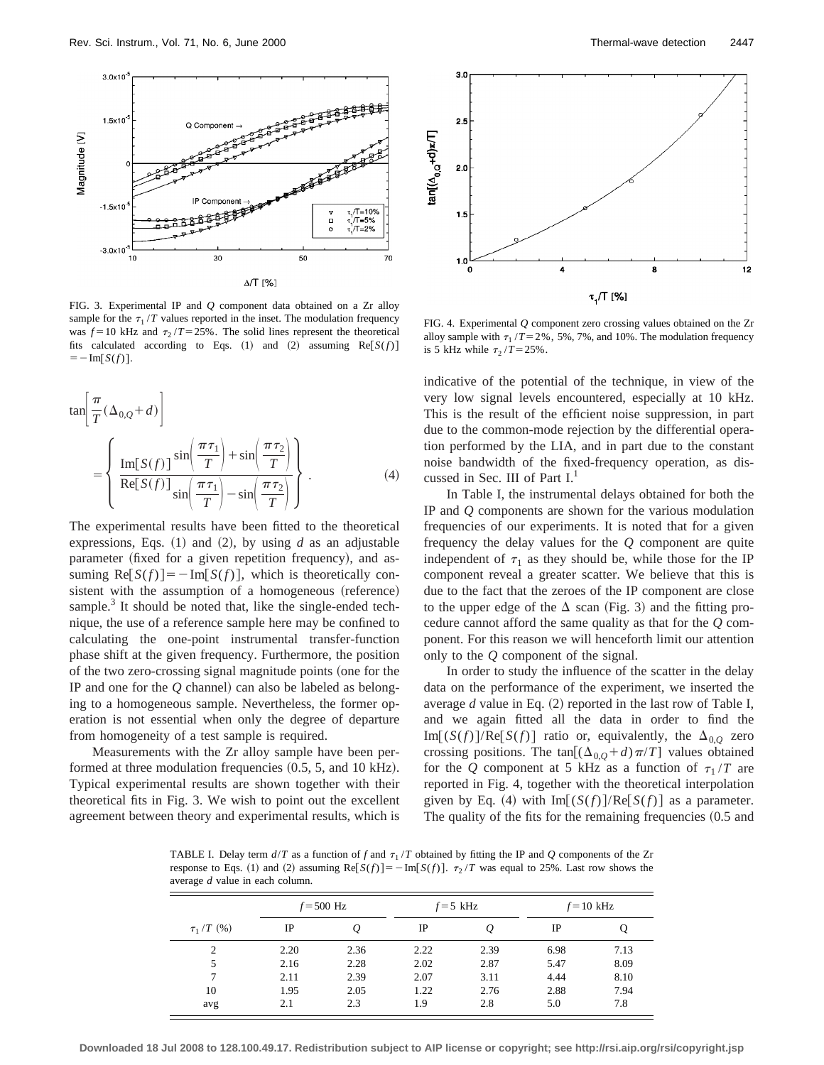FIG. 3. Experimental IP and $Q$ component data obtained on a Zr alloy sample for the $\tau_1/T$ values reported in the inset. The modulation frequency was $f=10$ kHz and $\tau_2/T=25\%$. The solid lines represent the theoretical fits calculated according to Eqs. (1) and (2) assuming $\mathrm{Re}[S(f)] = -\mathrm{Im}[S(f)]$.

$$\tan\left[\frac{\pi}{T}(\Delta_{0,Q}+d)\right] = \left\{\frac{\mathrm{Im}[S(f)]}{\mathrm{Re}[S(f)]}\frac{\sin\left(\frac{\pi\tau_1}{T}\right)+\sin\left(\frac{\pi\tau_2}{T}\right)}{\sin\left(\frac{\pi\tau_1}{T}\right)-\sin\left(\frac{\pi\tau_2}{T}\right)}\right\}. \tag{4}$$

The experimental results have been fitted to the theoretical expressions, Eqs. (1) and (2), by using $d$ as an adjustable parameter (fixed for a given repetition frequency), and assuming $\mathrm{Re}[S(f)] = -\mathrm{Im}[S(f)]$, which is theoretically consistent with the assumption of a homogeneous (reference) sample.[3] It should be noted that, like the single-ended technique, the use of a reference sample here may be confined to calculating the one-point instrumental transfer-function phase shift at the given frequency. Furthermore, the position of the two zero-crossing signal magnitude points (one for the IP and one for the $Q$ channel) can also be labeled as belonging to a homogeneous sample. Nevertheless, the former operation is not essential when only the degree of departure from homogeneity of a test sample is required.

Measurements with the Zr alloy sample have been performed at three modulation frequencies (0.5, 5, and 10 kHz). Typical experimental results are shown together with their theoretical fits in Fig. 3. We wish to point out the excellent agreement between theory and experimental results, which is indicative of the potential of the technique, in view of the very low signal levels encountered, especially at 10 kHz. This is the result of the efficient noise suppression, in part due to the common-mode rejection by the differential operation performed by the LIA, and in part due to the constant noise bandwidth of the fixed-frequency operation, as discussed in Sec. III of Part I.[1]

FIG. 4. Experimental $Q$ component zero crossing values obtained on the Zr alloy sample with $\tau_1/T=2\%$, 5%, 7%, and 10%. The modulation frequency is 5 kHz while $\tau_2/T=25\%$.

In Table I, the instrumental delays obtained for both the IP and $Q$ components are shown for the various modulation frequencies of our experiments. It is noted that for a given frequency the delay values for the $Q$ component are quite independent of $\tau_1$ as they should be, while those for the IP component reveal a greater scatter. We believe that this is due to the fact that the zeroes of the IP component are close to the upper edge of the $\Delta$ scan (Fig. 3) and the fitting procedure cannot afford the same quality as that for the $Q$ component. For this reason we will henceforth limit our attention only to the $Q$ component of the signal.

In order to study the influence of the scatter in the delay data on the performance of the experiment, we inserted the average $d$ value in Eq. (2) reported in the last row of Table I, and we again fitted all the data in order to find the $\mathrm{Im}[(S(f)]/\mathrm{Re}[S(f)]$ ratio or, equivalently, the $\Delta_{0,Q}$ zero crossing positions. The $\tan[(\Delta_{0,Q}+d)\pi/T]$ values obtained for the $Q$ component at 5 kHz as a function of $\tau_1/T$ are reported in Fig. 4, together with the theoretical interpolation given by Eq. (4) with $\mathrm{Im}[(S(f)]/\mathrm{Re}[S(f)]$ as a parameter. The quality of the fits for the remaining frequencies (0.5 and

TABLE I. Delay term $d/T$ as a function of $f$ and $\tau_1/T$ obtained by fitting the IP and $Q$ components of the Zr response to Eqs. (1) and (2) assuming $\mathrm{Re}[S(f)] = -\mathrm{Im}[S(f)]$. $\tau_2/T$ was equal to 25%. Last row shows the average $d$ value in each column.

| | $f=500$ Hz | | $f=5$ kHz | | $f=10$ kHz | |
|---|---|---|---|---|---|---|
| $\tau_1/T$ (%) | IP | $Q$ | IP | $Q$ | IP | Q |
| 2 | 2.20 | 2.36 | 2.22 | 2.39 | 6.98 | 7.13 |
| 5 | 2.16 | 2.28 | 2.02 | 2.87 | 5.47 | 8.09 |
| 7 | 2.11 | 2.39 | 2.07 | 3.11 | 4.44 | 8.10 |
| 10 | 1.95 | 2.05 | 1.22 | 2.76 | 2.88 | 7.94 |
| avg | 2.1 | 2.3 | 1.9 | 2.8 | 5.0 | 7.8 |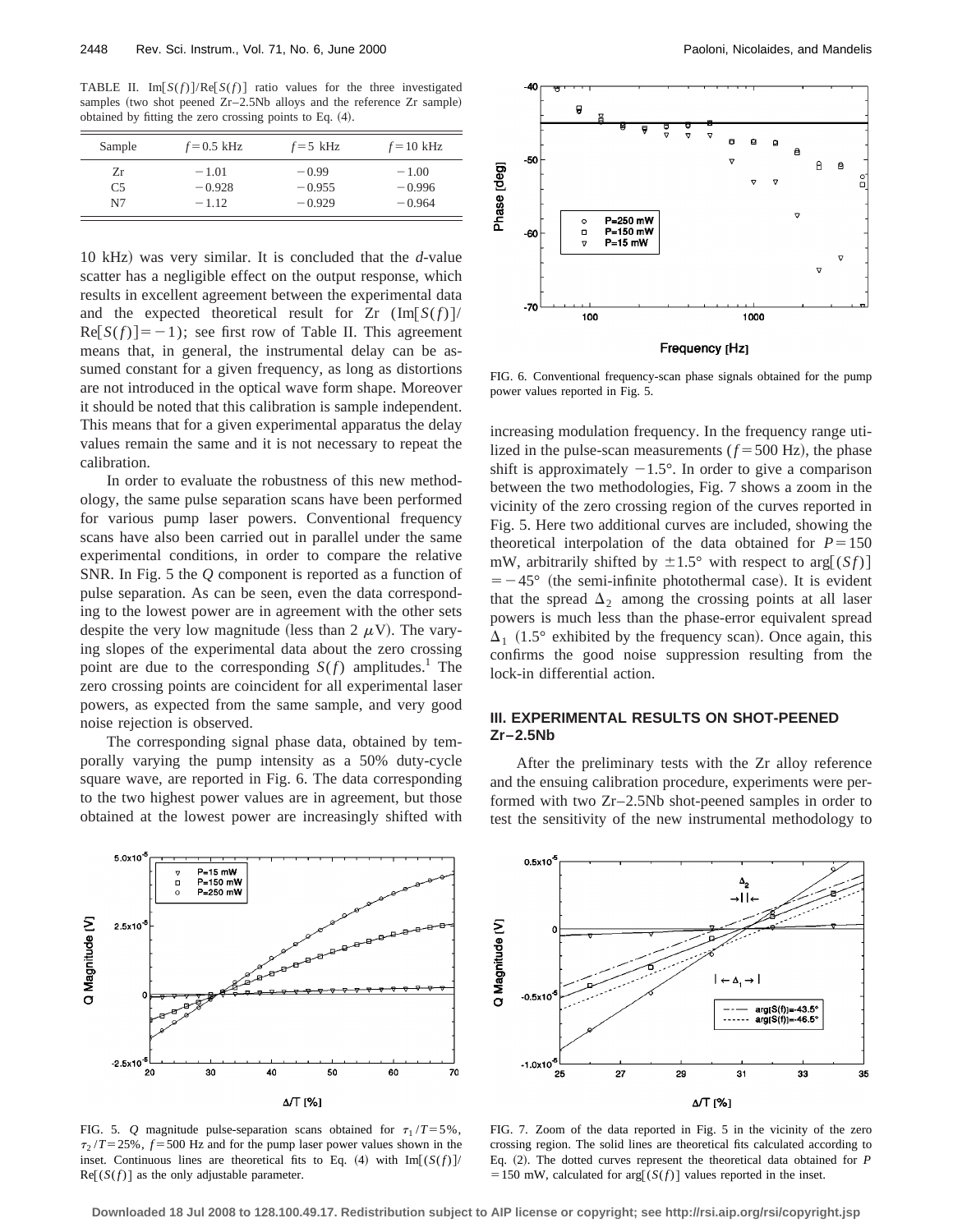TABLE II. $\mathrm{Im}[S(f)]/\mathrm{Re}[S(f)]$ ratio values for the three investigated samples (two shot peened Zr–2.5Nb alloys and the reference Zr sample) obtained by fitting the zero crossing points to Eq. (4).

| Sample | $f=0.5$ kHz | $f=5$ kHz | $f=10$ kHz |
|---|---|---|---|
| Zr | −1.01 | −0.99 | −1.00 |
| C5 | −0.928 | −0.955 | −0.996 |
| N7 | −1.12 | −0.929 | −0.964 |

10 kHz) was very similar. It is concluded that the *d*-value scatter has a negligible effect on the output response, which results in excellent agreement between the experimental data and the expected theoretical result for Zr ($\mathrm{Im}[S(f)]/\mathrm{Re}[S(f)]=-1$); see first row of Table II. This agreement means that, in general, the instrumental delay can be assumed constant for a given frequency, as long as distortions are not introduced in the optical wave form shape. Moreover it should be noted that this calibration is sample independent. This means that for a given experimental apparatus the delay values remain the same and it is not necessary to repeat the calibration.

In order to evaluate the robustness of this new methodology, the same pulse separation scans have been performed for various pump laser powers. Conventional frequency scans have also been carried out in parallel under the same experimental conditions, in order to compare the relative SNR. In Fig. 5 the *Q* component is reported as a function of pulse separation. As can be seen, even the data corresponding to the lowest power are in agreement with the other sets despite the very low magnitude (less than 2 $\mu$V). The varying slopes of the experimental data about the zero crossing point are due to the corresponding $S(f)$ amplitudes.[1] The zero crossing points are coincident for all experimental laser powers, as expected from the same sample, and very good noise rejection is observed.

The corresponding signal phase data, obtained by temporally varying the pump intensity as a 50% duty-cycle square wave, are reported in Fig. 6. The data corresponding to the two highest power values are in agreement, but those obtained at the lowest power are increasingly shifted with increasing modulation frequency. In the frequency range utilized in the pulse-scan measurements ($f=500$ Hz), the phase shift is approximately $-1.5°$. In order to give a comparison between the two methodologies, Fig. 7 shows a zoom in the vicinity of the zero crossing region of the curves reported in Fig. 5. Here two additional curves are included, showing the theoretical interpolation of the data obtained for $P=150$ mW, arbitrarily shifted by $\pm1.5°$ with respect to $\arg[(Sf)]=-45°$ (the semi-infinite photothermal case). It is evident that the spread $\Delta_2$ among the crossing points at all laser powers is much less than the phase-error equivalent spread $\Delta_1$ (1.5° exhibited by the frequency scan). Once again, this confirms the good noise suppression resulting from the lock-in differential action.

FIG. 5. *Q* magnitude pulse-separation scans obtained for $\tau_1/T=5\%$, $\tau_2/T=25\%$, $f=500$ Hz and for the pump laser power values shown in the inset. Continuous lines are theoretical fits to Eq. (4) with $\mathrm{Im}[(S(f)]/\mathrm{Re}[(S(f)]$ as the only adjustable parameter.

FIG. 6. Conventional frequency-scan phase signals obtained for the pump power values reported in Fig. 5.

FIG. 7. Zoom of the data reported in Fig. 5 in the vicinity of the zero crossing region. The solid lines are theoretical fits calculated according to Eq. (2). The dotted curves represent the theoretical data obtained for $P=150$ mW, calculated for $\arg[(S(f)]$ values reported in the inset.

## III. EXPERIMENTAL RESULTS ON SHOT-PEENED Zr–2.5Nb

After the preliminary tests with the Zr alloy reference and the ensuing calibration procedure, experiments were performed with two Zr–2.5Nb shot-peened samples in order to test the sensitivity of the new instrumental methodology to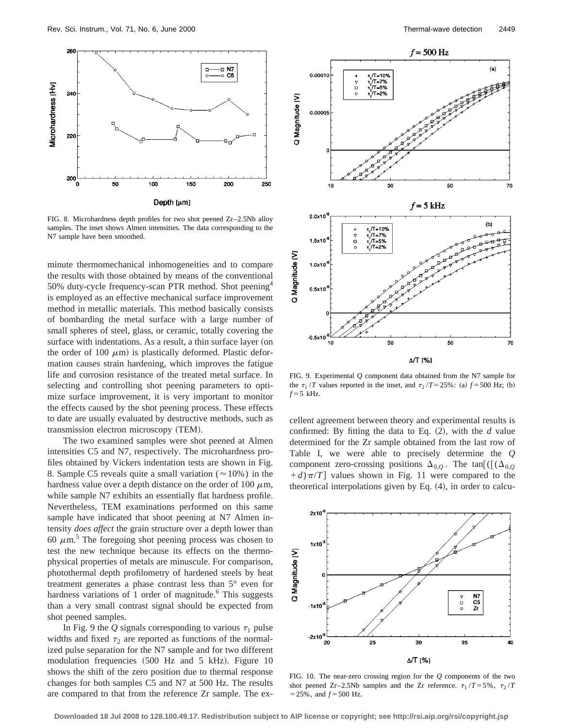FIG. 8. Microhardness depth profiles for two shot peened Zr–2.5Nb alloy samples. The inset shows Almen intensities. The data corresponding to the N7 sample have been smoothed.

minute thermomechanical inhomogeneities and to compare the results with those obtained by means of the conventional 50% duty-cycle frequency-scan PTR method. Shot peening[4] is employed as an effective mechanical surface improvement method in metallic materials. This method basically consists of bombarding the metal surface with a large number of small spheres of steel, glass, or ceramic, totally covering the surface with indentations. As a result, a thin surface layer (on the order of 100 $\mu$m) is plastically deformed. Plastic deformation causes strain hardening, which improves the fatigue life and corrosion resistance of the treated metal surface. In selecting and controlling shot peening parameters to optimize surface improvement, it is very important to monitor the effects caused by the shot peening process. These effects to date are usually evaluated by destructive methods, such as transmission electron microscopy (TEM).

The two examined samples were shot peened at Almen intensities C5 and N7, respectively. The microhardness profiles obtained by Vickers indentation tests are shown in Fig. 8. Sample C5 reveals quite a small variation ($\approx$10%) in the hardness value over a depth distance on the order of 100 $\mu$m, while sample N7 exhibits an essentially flat hardness profile. Nevertheless, TEM examinations performed on this same sample have indicated that shoot peening at N7 Almen intensity *does affect* the grain structure over a depth lower than 60 $\mu$m.[5] The foregoing shot peening process was chosen to test the new technique because its effects on the thermophysical properties of metals are minuscule. For comparison, photothermal depth profilometry of hardened steels by heat treatment generates a phase contrast less than 5° even for hardness variations of 1 order of magnitude.[6] This suggests than a very small contrast signal should be expected from shot peened samples.

In Fig. 9 the $Q$ signals corresponding to various $\tau_1$ pulse widths and fixed $\tau_2$ are reported as functions of the normalized pulse separation for the N7 sample and for two different modulation frequencies (500 Hz and 5 kHz). Figure 10 shows the shift of the zero position due to thermal response changes for both samples C5 and N7 at 500 Hz. The results are compared to that from the reference Zr sample. The excellent agreement between theory and experimental results is confirmed: By fitting the data to Eq. (2), with the $d$ value determined for the Zr sample obtained from the last row of Table I, we were able to precisely determine the $Q$ component zero-crossing positions $\Delta_{0,Q}$. The $\tan[([(\Delta_{0,Q}+d)\pi/T]$ values shown in Fig. 11 were compared to the theoretical interpolations given by Eq. (4), in order to calcu-

FIG. 9. Experimental $Q$ component data obtained from the N7 sample for the $\tau_1/T$ values reported in the inset, and $\tau_2/T=25\%$: (a) $f=500$ Hz; (b) $f=5$ kHz.

FIG. 10. The near-zero crossing region for the $Q$ components of the two shot peened Zr–2.5Nb samples and the Zr reference. $\tau_1/T=5\%$, $\tau_2/T=25\%$, and $f=500$ Hz.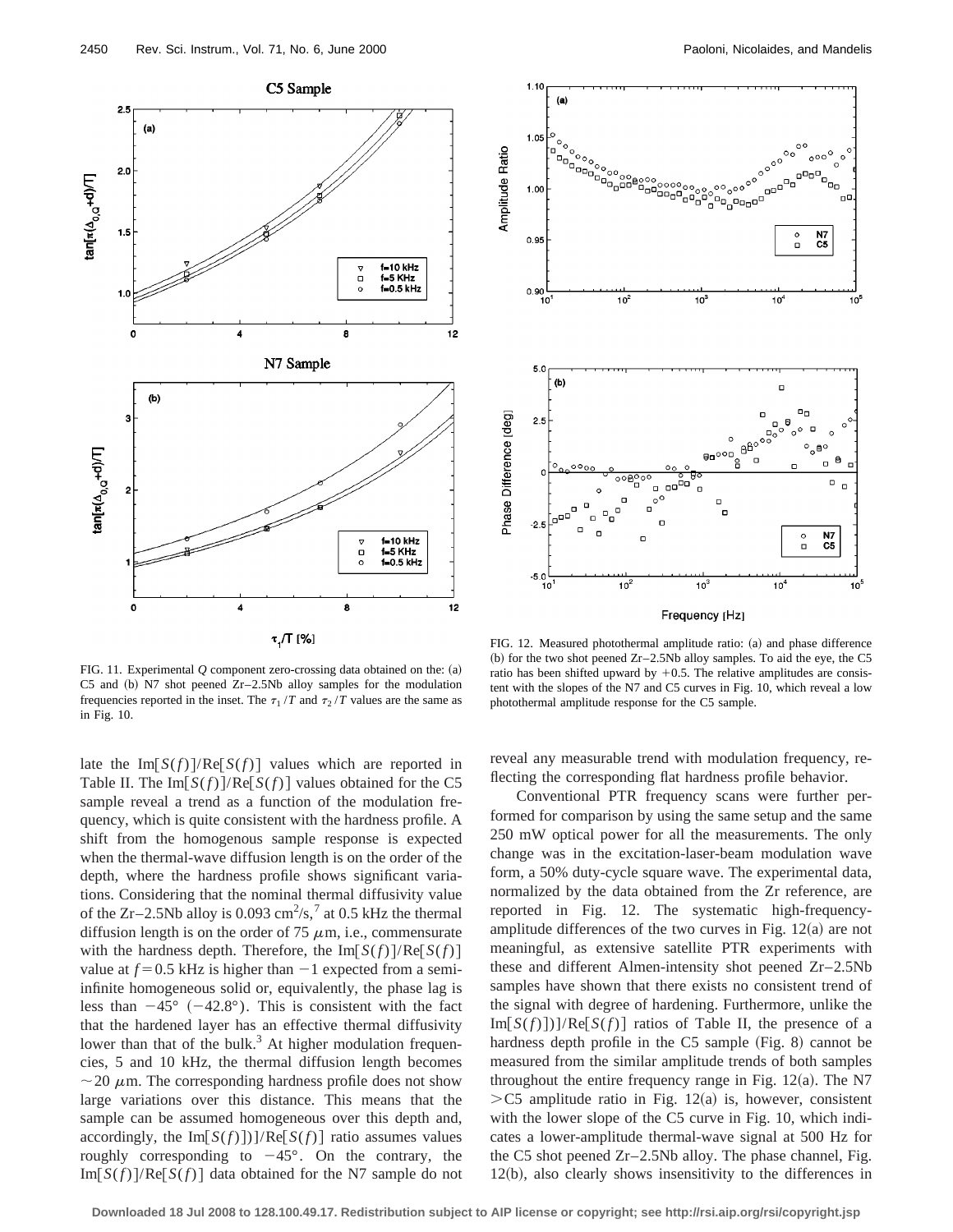FIG. 11. Experimental $Q$ component zero-crossing data obtained on the: (a) C5 and (b) N7 shot peened Zr–2.5Nb alloy samples for the modulation frequencies reported in the inset. The $\tau_1/T$ and $\tau_2/T$ values are the same as in Fig. 10.

FIG. 12. Measured photothermal amplitude ratio: (a) and phase difference (b) for the two shot peened Zr–2.5Nb alloy samples. To aid the eye, the C5 ratio has been shifted upward by $+0.5$. The relative amplitudes are consistent with the slopes of the N7 and C5 curves in Fig. 10, which reveal a low photothermal amplitude response for the C5 sample.

late the $\mathrm{Im}[S(f)]/\mathrm{Re}[S(f)]$ values which are reported in Table II. The $\mathrm{Im}[S(f)]/\mathrm{Re}[S(f)]$ values obtained for the C5 sample reveal a trend as a function of the modulation frequency, which is quite consistent with the hardness profile. A shift from the homogenous sample response is expected when the thermal-wave diffusion length is on the order of the depth, where the hardness profile shows significant variations. Considering that the nominal thermal diffusivity value of the Zr–2.5Nb alloy is 0.093 $\mathrm{cm}^2/\mathrm{s}$,[7] at 0.5 kHz the thermal diffusion length is on the order of 75 $\mu$m, i.e., commensurate with the hardness depth. Therefore, the $\mathrm{Im}[S(f)]/\mathrm{Re}[S(f)]$ value at $f=0.5$ kHz is higher than $-1$ expected from a semi-infinite homogeneous solid or, equivalently, the phase lag is less than $-45°$ ($-42.8°$). This is consistent with the fact that the hardened layer has an effective thermal diffusivity lower than that of the bulk.[3] At higher modulation frequencies, 5 and 10 kHz, the thermal diffusion length becomes $\sim 20$ $\mu$m. The corresponding hardness profile does not show large variations over this distance. This means that the sample can be assumed homogeneous over this depth and, accordingly, the $\mathrm{Im}[S(f)])]/\mathrm{Re}[S(f)]$ ratio assumes values roughly corresponding to $-45°$. On the contrary, the $\mathrm{Im}[S(f)]/\mathrm{Re}[S(f)]$ data obtained for the N7 sample do not reveal any measurable trend with modulation frequency, reflecting the corresponding flat hardness profile behavior.

Conventional PTR frequency scans were further performed for comparison by using the same setup and the same 250 mW optical power for all the measurements. The only change was in the excitation-laser-beam modulation wave form, a 50% duty-cycle square wave. The experimental data, normalized by the data obtained from the Zr reference, are reported in Fig. 12. The systematic high-frequency-amplitude differences of the two curves in Fig. 12(a) are not meaningful, as extensive satellite PTR experiments with these and different Almen-intensity shot peened Zr–2.5Nb samples have shown that there exists no consistent trend of the signal with degree of hardening. Furthermore, unlike the $\mathrm{Im}[S(f)])]/\mathrm{Re}[S(f)]$ ratios of Table II, the presence of a hardness depth profile in the C5 sample (Fig. 8) cannot be measured from the similar amplitude trends of both samples throughout the entire frequency range in Fig. 12(a). The N7 $>$C5 amplitude ratio in Fig. 12(a) is, however, consistent with the lower slope of the C5 curve in Fig. 10, which indicates a lower-amplitude thermal-wave signal at 500 Hz for the C5 shot peened Zr–2.5Nb alloy. The phase channel, Fig. 12(b), also clearly shows insensitivity to the differences in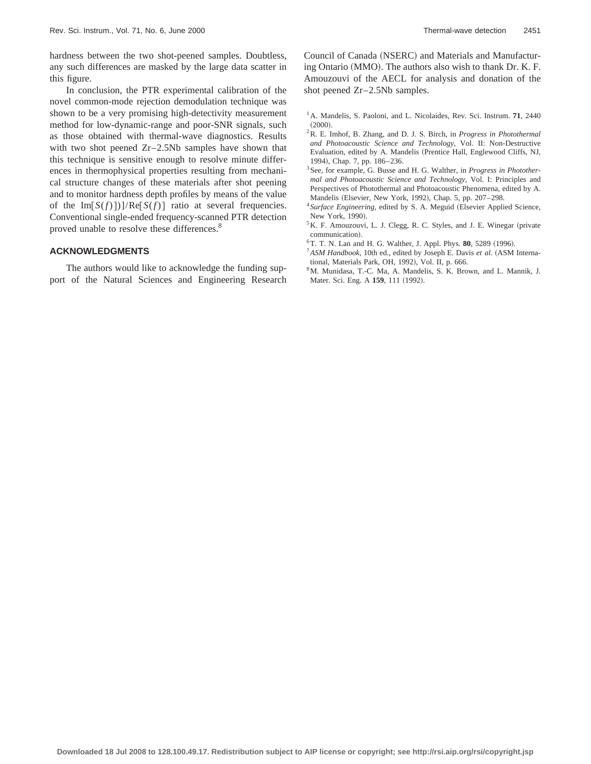hardness between the two shot-peened samples. Doubtless, any such differences are masked by the large data scatter in this figure.

In conclusion, the PTR experimental calibration of the novel common-mode rejection demodulation technique was shown to be a very promising high-detectivity measurement method for low-dynamic-range and poor-SNR signals, such as those obtained with thermal-wave diagnostics. Results with two shot peened Zr–2.5Nb samples have shown that this technique is sensitive enough to resolve minute differences in thermophysical properties resulting from mechanical structure changes of these materials after shot peening and to monitor hardness depth profiles by means of the value of the $\mathrm{Im}[S(f)])]/\mathrm{Re}[S(f)]$ ratio at several frequencies. Conventional single-ended frequency-scanned PTR detection proved unable to resolve these differences.[8]

## ACKNOWLEDGMENTS

The authors would like to acknowledge the funding support of the Natural Sciences and Engineering Research Council of Canada (NSERC) and Materials and Manufacturing Ontario (MMO). The authors also wish to thank Dr. K. F. Amouzouvi of the AECL for analysis and donation of the shot peened Zr–2.5Nb samples.

[1] A. Mandelis, S. Paoloni, and L. Nicolaides, Rev. Sci. Instrum. **71**, 2440 (2000).

[2] R. E. Imhof, B. Zhang, and D. J. S. Birch, in *Progress in Photothermal and Photoacoustic Science and Technology*, Vol. II: Non-Destructive Evaluation, edited by A. Mandelis (Prentice Hall, Englewood Cliffs, NJ, 1994), Chap. 7, pp. 186–236.

[3] See, for example, G. Busse and H. G. Walther, in *Progress in Photothermal and Photoacoustic Science and Technology*, Vol. I: Principles and Perspectives of Photothermal and Photoacoustic Phenomena, edited by A. Mandelis (Elsevier, New York, 1992), Chap. 5, pp. 207–298.

[4] *Surface Engineering*, edited by S. A. Meguid (Elsevier Applied Science, New York, 1990).

[5] K. F. Amouzouvi, L. J. Clegg, R. C. Styles, and J. E. Winegar (private communication).

[6] T. T. N. Lan and H. G. Walther, J. Appl. Phys. **80**, 5289 (1996).

[7] *ASM Handbook*, 10th ed., edited by Joseph E. Davis *et al.* (ASM International, Materials Park, OH, 1992), Vol. II, p. 666.

[8] M. Munidasa, T.-C. Ma, A. Mandelis, S. K. Brown, and L. Mannik, J. Mater. Sci. Eng. A **159**, 111 (1992).